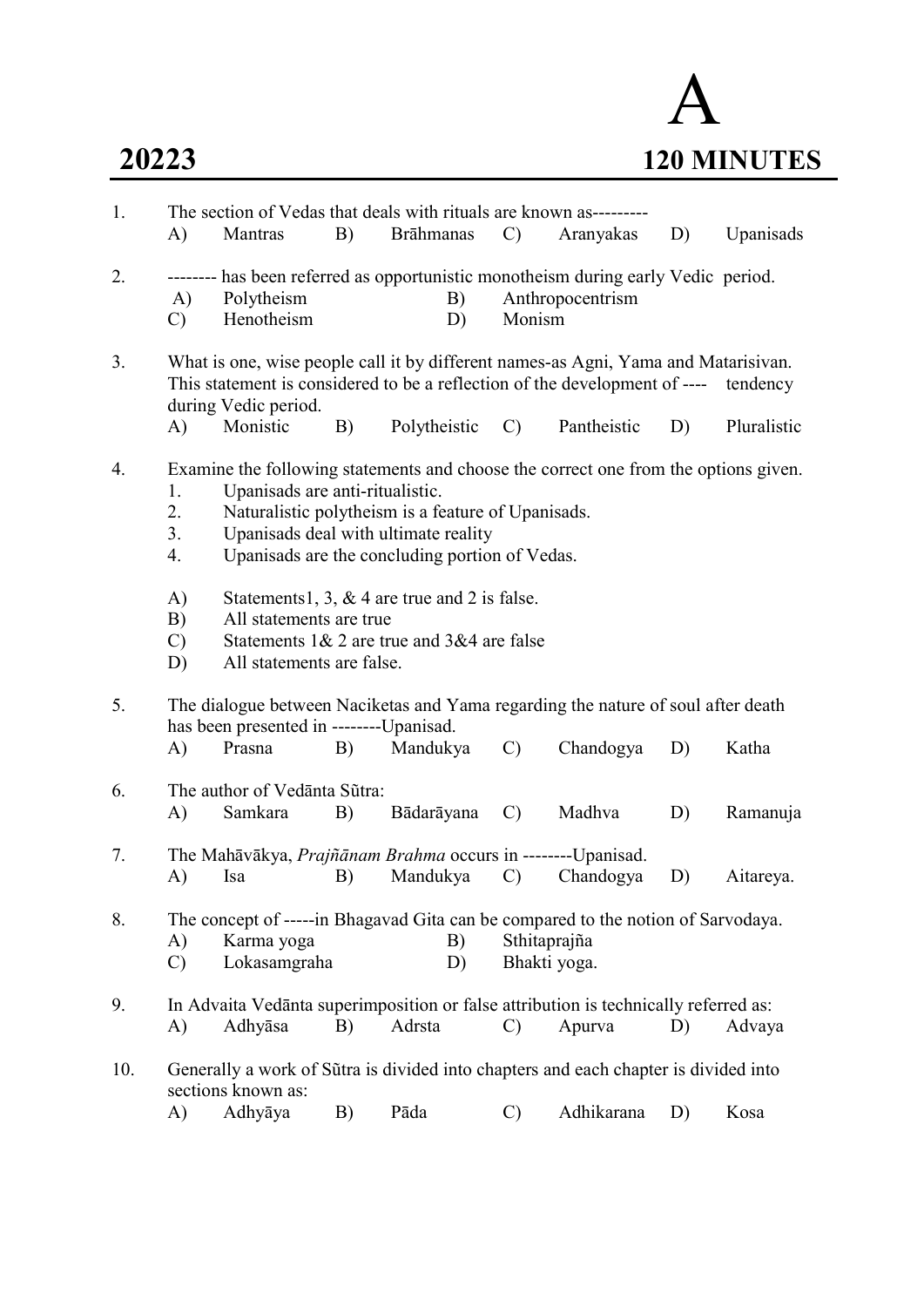# A

## 20223 — 120 MINUTES

1. The section of Vedas that deals with rituals are known as---------
   A) Mantras B) Brāhmanas C) Aranyakas D) Upanisads

2. -------- has been referred as opportunistic monotheism during early Vedic period.
   A) Polytheism B) Anthropocentrism
   C) Henotheism D) Monism

3. What is one, wise people call it by different names-as Agni, Yama and Matarisivan. This statement is considered to be a reflection of the development of ---- tendency during Vedic period.
   A) Monistic B) Polytheistic C) Pantheistic D) Pluralistic

4. Examine the following statements and choose the correct one from the options given.
   1. Upanisads are anti-ritualistic.
   2. Naturalistic polytheism is a feature of Upanisads.
   3. Upanisads deal with ultimate reality
   4. Upanisads are the concluding portion of Vedas.

   A) Statements1, 3, & 4 are true and 2 is false.
   B) All statements are true
   C) Statements 1& 2 are true and 3&4 are false
   D) All statements are false.

5. The dialogue between Naciketas and Yama regarding the nature of soul after death has been presented in --------Upanisad.
   A) Prasna B) Mandukya C) Chandogya D) Katha

6. The author of Vedānta Sũtra:
   A) Samkara B) Bādarāyana C) Madhva D) Ramanuja

7. The Mahāvākya, *Prajñānam Brahma* occurs in --------Upanisad.
   A) Isa B) Mandukya C) Chandogya D) Aitareya.

8. The concept of -----in Bhagavad Gita can be compared to the notion of Sarvodaya.
   A) Karma yoga B) Sthitaprajña
   C) Lokasamgraha D) Bhakti yoga.

9. In Advaita Vedānta superimposition or false attribution is technically referred as:
   A) Adhyāsa B) Adrsta C) Apurva D) Advaya

10. Generally a work of Sũtra is divided into chapters and each chapter is divided into sections known as:
    A) Adhyāya B) Pāda C) Adhikarana D) Kosa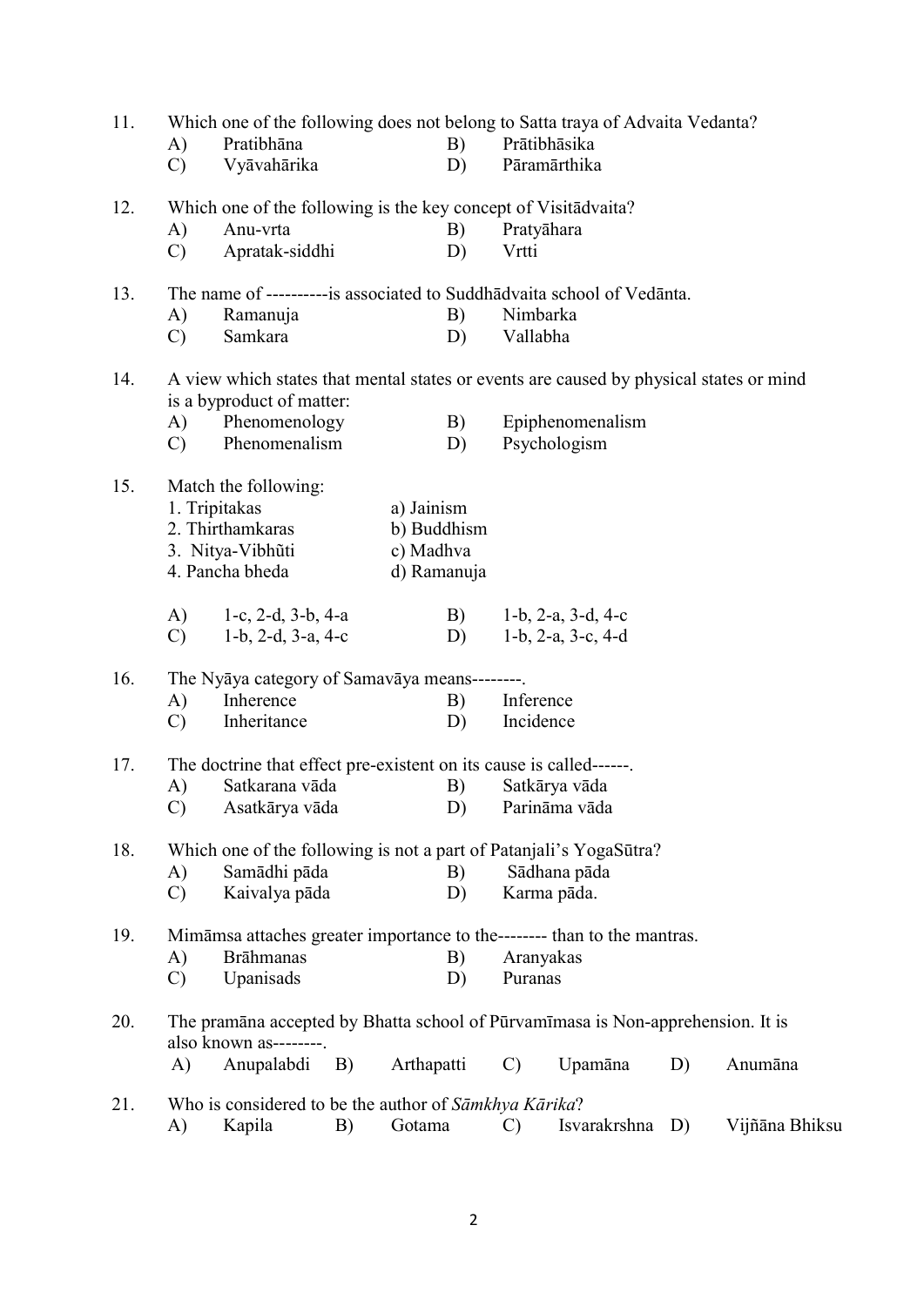11. Which one of the following does not belong to Satta traya of Advaita Vedanta?
    - A) Pratibhāna
    - B) Prātibhāsika
    - C) Vyāvahārika
    - D) Pāramārthika

12. Which one of the following is the key concept of Visitādvaita?
    - A) Anu-vrta
    - B) Pratyāhara
    - C) Apratak-siddhi
    - D) Vrtti

13. The name of ----------is associated to Suddhādvaita school of Vedānta.
    - A) Ramanuja
    - B) Nimbarka
    - C) Samkara
    - D) Vallabha

14. A view which states that mental states or events are caused by physical states or mind is a byproduct of matter:
    - A) Phenomenology
    - B) Epiphenomenalism
    - C) Phenomenalism
    - D) Psychologism

15. Match the following:

| | |
|---|---|
| 1. Tripitakas | a) Jainism |
| 2. Thirthamkaras | b) Buddhism |
| 3. Nitya-Vibhūti | c) Madhva |
| 4. Pancha bheda | d) Ramanuja |

    - A) 1-c, 2-d, 3-b, 4-a
    - B) 1-b, 2-a, 3-d, 4-c
    - C) 1-b, 2-d, 3-a, 4-c
    - D) 1-b, 2-a, 3-c, 4-d

16. The Nyāya category of Samavāya means--------.
    - A) Inherence
    - B) Inference
    - C) Inheritance
    - D) Incidence

17. The doctrine that effect pre-existent on its cause is called------.
    - A) Satkarana vāda
    - B) Satkārya vāda
    - C) Asatkārya vāda
    - D) Parināma vāda

18. Which one of the following is not a part of Patanjali's YogaSūtra?
    - A) Samādhi pāda
    - B) Sādhana pāda
    - C) Kaivalya pāda
    - D) Karma pāda.

19. Mimāmsa attaches greater importance to the-------- than to the mantras.
    - A) Brāhmanas
    - B) Aranyakas
    - C) Upanisads
    - D) Puranas

20. The pramāna accepted by Bhatta school of Pūrvamīmasa is Non-apprehension. It is also known as--------.
    - A) Anupalabdi
    - B) Arthapatti
    - C) Upamāna
    - D) Anumāna

21. Who is considered to be the author of *Sāmkhya Kārika*?
    - A) Kapila
    - B) Gotama
    - C) Isvarakrshna
    - D) Vijñāna Bhiksu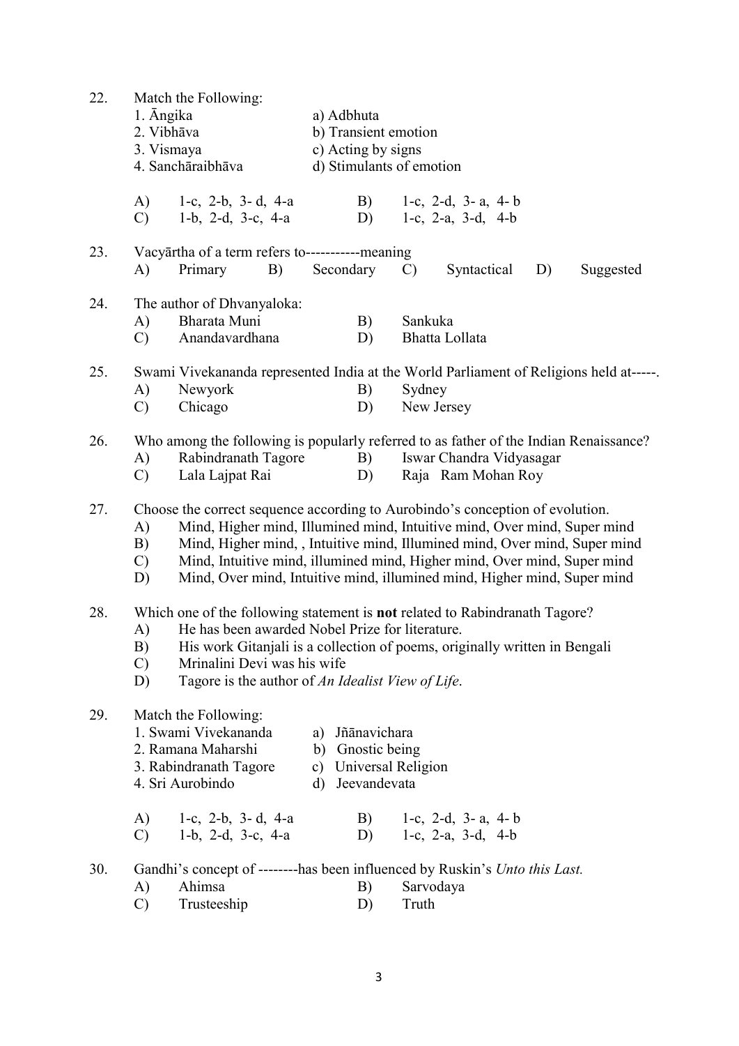22. Match the Following:

| | |
|---|---|
| 1. Āngika | a) Adbhuta |
| 2. Vibhāva | b) Transient emotion |
| 3. Vismaya | c) Acting by signs |
| 4. Sanchāraibhāva | d) Stimulants of emotion |

A) 1-c, 2-b, 3- d, 4-a  B) 1-c, 2-d, 3- a, 4- b
C) 1-b, 2-d, 3-c, 4-a  D) 1-c, 2-a, 3-d, 4-b

23. Vacyārtha of a term refers to-----------meaning
A) Primary  B) Secondary  C) Syntactical  D) Suggested

24. The author of Dhvanyaloka:
A) Bharata Muni  B) Sankuka
C) Anandavardhana  D) Bhatta Lollata

25. Swami Vivekananda represented India at the World Parliament of Religions held at-----.
A) Newyork  B) Sydney
C) Chicago  D) New Jersey

26. Who among the following is popularly referred to as father of the Indian Renaissance?
A) Rabindranath Tagore  B) Iswar Chandra Vidyasagar
C) Lala Lajpat Rai  D) Raja Ram Mohan Roy

27. Choose the correct sequence according to Aurobindo's conception of evolution.
A) Mind, Higher mind, Illumined mind, Intuitive mind, Over mind, Super mind
B) Mind, Higher mind, , Intuitive mind, Illumined mind, Over mind, Super mind
C) Mind, Intuitive mind, illumined mind, Higher mind, Over mind, Super mind
D) Mind, Over mind, Intuitive mind, illumined mind, Higher mind, Super mind

28. Which one of the following statement is **not** related to Rabindranath Tagore?
A) He has been awarded Nobel Prize for literature.
B) His work Gitanjali is a collection of poems, originally written in Bengali
C) Mrinalini Devi was his wife
D) Tagore is the author of *An Idealist View of Life*.

29. Match the Following:

| | |
|---|---|
| 1. Swami Vivekananda | a) Jñānavichara |
| 2. Ramana Maharshi | b) Gnostic being |
| 3. Rabindranath Tagore | c) Universal Religion |
| 4. Sri Aurobindo | d) Jeevandevata |

A) 1-c, 2-b, 3- d, 4-a  B) 1-c, 2-d, 3- a, 4- b
C) 1-b, 2-d, 3-c, 4-a  D) 1-c, 2-a, 3-d, 4-b

30. Gandhi's concept of --------has been influenced by Ruskin's *Unto this Last.*
A) Ahimsa  B) Sarvodaya
C) Trusteeship  D) Truth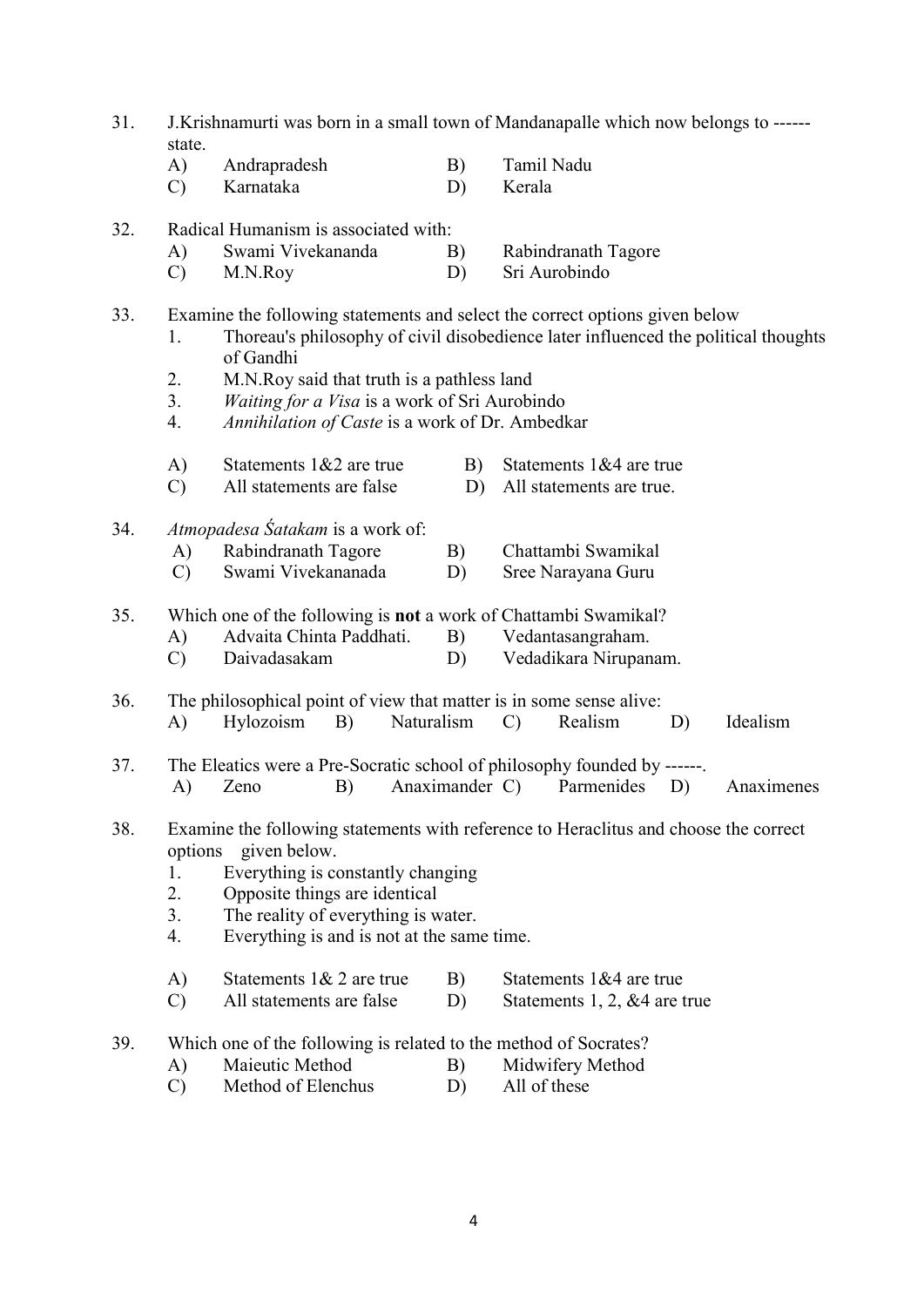31. J.Krishnamurti was born in a small town of Mandanapalle which now belongs to ------ state.
    - A) Andrapradesh
    - B) Tamil Nadu
    - C) Karnataka
    - D) Kerala

32. Radical Humanism is associated with:
    - A) Swami Vivekananda
    - B) Rabindranath Tagore
    - C) M.N.Roy
    - D) Sri Aurobindo

33. Examine the following statements and select the correct options given below
    1. Thoreau's philosophy of civil disobedience later influenced the political thoughts of Gandhi
    2. M.N.Roy said that truth is a pathless land
    3. *Waiting for a Visa* is a work of Sri Aurobindo
    4. *Annihilation of Caste* is a work of Dr. Ambedkar

    - A) Statements 1&2 are true
    - B) Statements 1&4 are true
    - C) All statements are false
    - D) All statements are true.

34. *Atmopadesa Śatakam* is a work of:
    - A) Rabindranath Tagore
    - B) Chattambi Swamikal
    - C) Swami Vivekananada
    - D) Sree Narayana Guru

35. Which one of the following is **not** a work of Chattambi Swamikal?
    - A) Advaita Chinta Paddhati.
    - B) Vedantasangraham.
    - C) Daivadasakam
    - D) Vedadikara Nirupanam.

36. The philosophical point of view that matter is in some sense alive:
    - A) Hylozoism
    - B) Naturalism
    - C) Realism
    - D) Idealism

37. The Eleatics were a Pre-Socratic school of philosophy founded by ------.
    - A) Zeno
    - B) Anaximander
    - C) Parmenides
    - D) Anaximenes

38. Examine the following statements with reference to Heraclitus and choose the correct options given below.
    1. Everything is constantly changing
    2. Opposite things are identical
    3. The reality of everything is water.
    4. Everything is and is not at the same time.

    - A) Statements 1& 2 are true
    - B) Statements 1&4 are true
    - C) All statements are false
    - D) Statements 1, 2, &4 are true

39. Which one of the following is related to the method of Socrates?
    - A) Maieutic Method
    - B) Midwifery Method
    - C) Method of Elenchus
    - D) All of these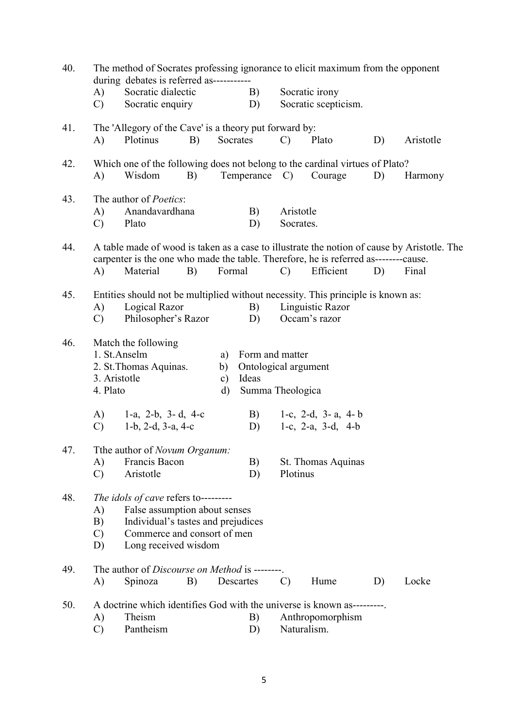40. The method of Socrates professing ignorance to elicit maximum from the opponent during debates is referred as-----------

A) Socratic dialectic B) Socratic irony
C) Socratic enquiry D) Socratic scepticism.

41. The 'Allegory of the Cave' is a theory put forward by:

A) Plotinus B) Socrates C) Plato D) Aristotle

42. Which one of the following does not belong to the cardinal virtues of Plato?

A) Wisdom B) Temperance C) Courage D) Harmony

43. The author of *Poetics*:

A) Anandavardhana B) Aristotle
C) Plato D) Socrates.

44. A table made of wood is taken as a case to illustrate the notion of cause by Aristotle. The carpenter is the one who made the table. Therefore, he is referred as--------cause.

A) Material B) Formal C) Efficient D) Final

45. Entities should not be multiplied without necessity. This principle is known as:

A) Logical Razor B) Linguistic Razor
C) Philosopher's Razor D) Occam's razor

46. Match the following

| | |
|---|---|
| 1. St.Anselm | a) Form and matter |
| 2. St.Thomas Aquinas. | b) Ontological argument |
| 3. Aristotle | c) Ideas |
| 4. Plato | d) Summa Theologica |

A) 1-a, 2-b, 3- d, 4-c B) 1-c, 2-d, 3- a, 4- b
C) 1-b, 2-d, 3-a, 4-c D) 1-c, 2-a, 3-d, 4-b

47. Tthe author of *Novum Organum:*

A) Francis Bacon B) St. Thomas Aquinas
C) Aristotle D) Plotinus

48. *The idols of cave* refers to---------

A) False assumption about senses
B) Individual's tastes and prejudices
C) Commerce and consort of men
D) Long received wisdom

49. The author of *Discourse on Method* is --------.

A) Spinoza B) Descartes C) Hume D) Locke

50. A doctrine which identifies God with the universe is known as---------.

A) Theism B) Anthropomorphism
C) Pantheism D) Naturalism.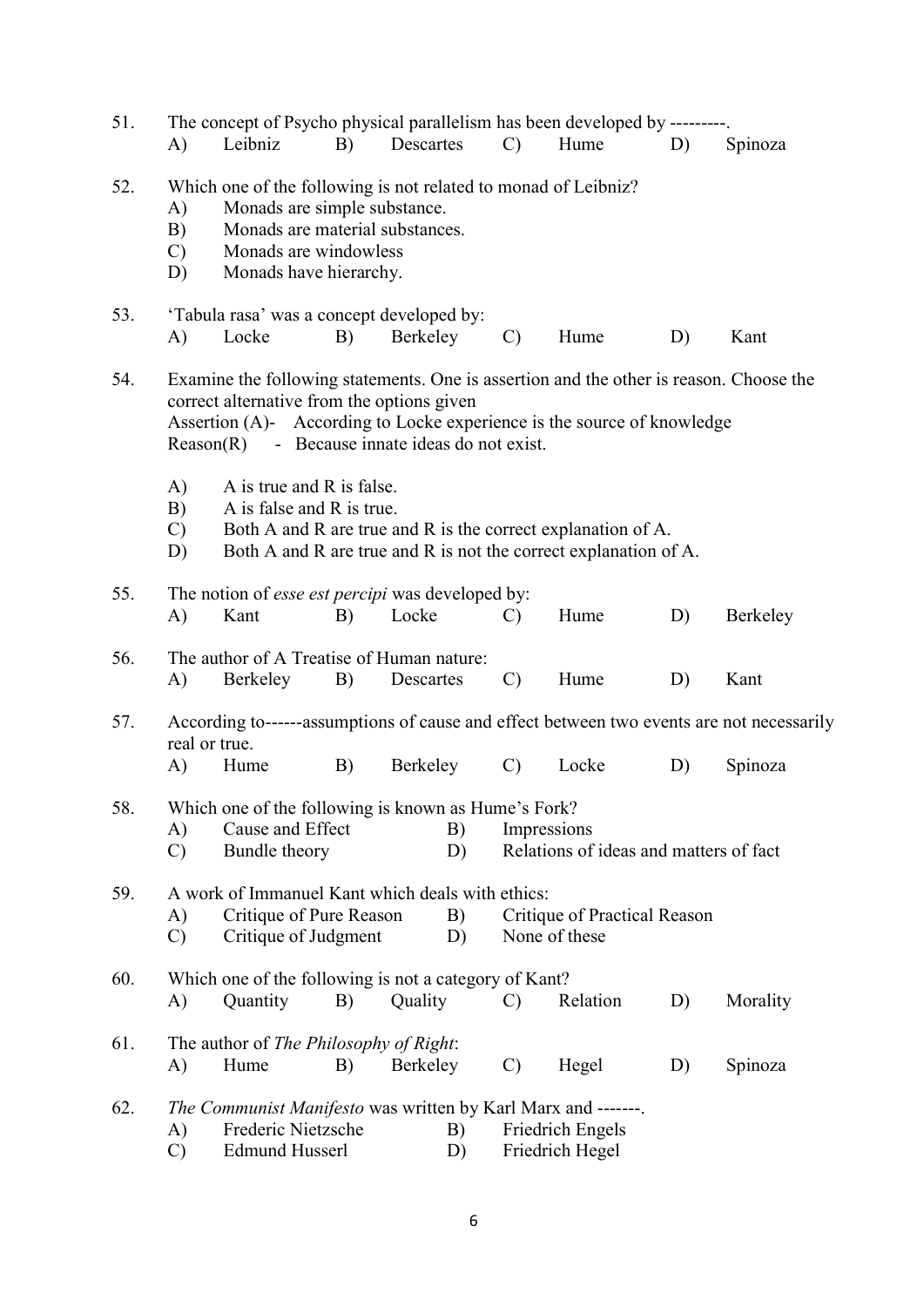51. The concept of Psycho physical parallelism has been developed by ---------.

A) Leibniz B) Descartes C) Hume D) Spinoza

52. Which one of the following is not related to monad of Leibniz?

A) Monads are simple substance.
B) Monads are material substances.
C) Monads are windowless
D) Monads have hierarchy.

53. 'Tabula rasa' was a concept developed by:

A) Locke B) Berkeley C) Hume D) Kant

54. Examine the following statements. One is assertion and the other is reason. Choose the correct alternative from the options given

Assertion (A)- According to Locke experience is the source of knowledge
Reason(R) - Because innate ideas do not exist.

A) A is true and R is false.
B) A is false and R is true.
C) Both A and R are true and R is the correct explanation of A.
D) Both A and R are true and R is not the correct explanation of A.

55. The notion of *esse est percipi* was developed by:

A) Kant B) Locke C) Hume D) Berkeley

56. The author of A Treatise of Human nature:

A) Berkeley B) Descartes C) Hume D) Kant

57. According to------assumptions of cause and effect between two events are not necessarily real or true.

A) Hume B) Berkeley C) Locke D) Spinoza

58. Which one of the following is known as Hume's Fork?

A) Cause and Effect B) Impressions
C) Bundle theory D) Relations of ideas and matters of fact

59. A work of Immanuel Kant which deals with ethics:

A) Critique of Pure Reason B) Critique of Practical Reason
C) Critique of Judgment D) None of these

60. Which one of the following is not a category of Kant?

A) Quantity B) Quality C) Relation D) Morality

61. The author of *The Philosophy of Right*:

A) Hume B) Berkeley C) Hegel D) Spinoza

62. *The Communist Manifesto* was written by Karl Marx and -------.

A) Frederic Nietzsche B) Friedrich Engels
C) Edmund Husserl D) Friedrich Hegel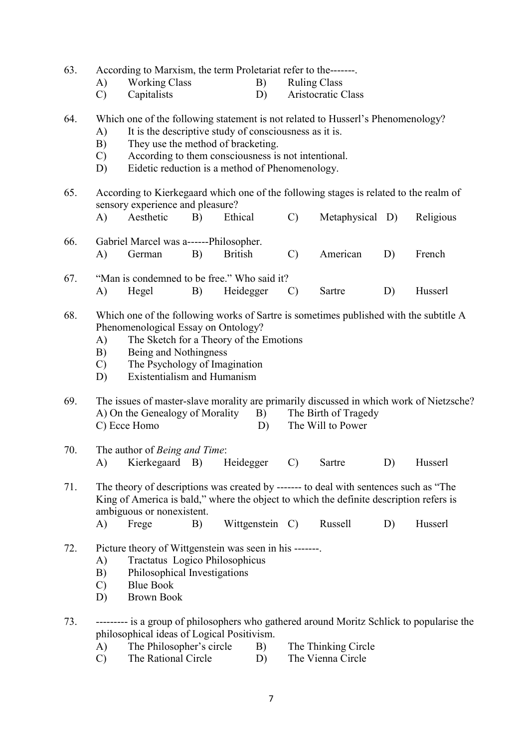63. According to Marxism, the term Proletariat refer to the-------.
    A) Working Class
    B) Ruling Class
    C) Capitalists
    D) Aristocratic Class

64. Which one of the following statement is not related to Husserl's Phenomenology?
    A) It is the descriptive study of consciousness as it is.
    B) They use the method of bracketing.
    C) According to them consciousness is not intentional.
    D) Eidetic reduction is a method of Phenomenology.

65. According to Kierkegaard which one of the following stages is related to the realm of sensory experience and pleasure?
    A) Aesthetic
    B) Ethical
    C) Metaphysical
    D) Religious

66. Gabriel Marcel was a------Philosopher.
    A) German
    B) British
    C) American
    D) French

67. "Man is condemned to be free." Who said it?
    A) Hegel
    B) Heidegger
    C) Sartre
    D) Husserl

68. Which one of the following works of Sartre is sometimes published with the subtitle A Phenomenological Essay on Ontology?
    A) The Sketch for a Theory of the Emotions
    B) Being and Nothingness
    C) The Psychology of Imagination
    D) Existentialism and Humanism

69. The issues of master-slave morality are primarily discussed in which work of Nietzsche?
    A) On the Genealogy of Morality
    B) The Birth of Tragedy
    C) Ecce Homo
    D) The Will to Power

70. The author of *Being and Time*:
    A) Kierkegaard
    B) Heidegger
    C) Sartre
    D) Husserl

71. The theory of descriptions was created by ------- to deal with sentences such as "The King of America is bald," where the object to which the definite description refers is ambiguous or nonexistent.
    A) Frege
    B) Wittgenstein
    C) Russell
    D) Husserl

72. Picture theory of Wittgenstein was seen in his -------.
    A) Tractatus Logico Philosophicus
    B) Philosophical Investigations
    C) Blue Book
    D) Brown Book

73. --------- is a group of philosophers who gathered around Moritz Schlick to popularise the philosophical ideas of Logical Positivism.
    A) The Philosopher's circle
    B) The Thinking Circle
    C) The Rational Circle
    D) The Vienna Circle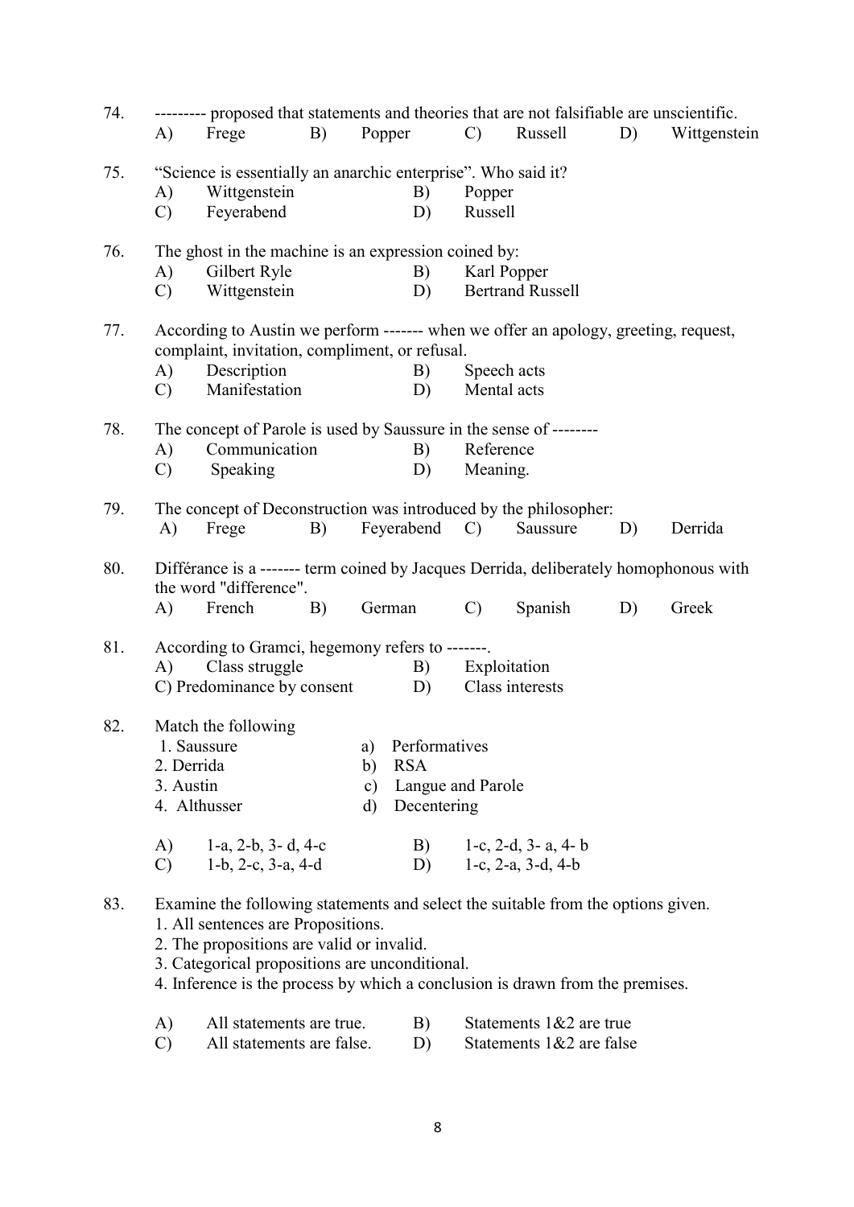74. --------- proposed that statements and theories that are not falsifiable are unscientific.

A) Frege B) Popper C) Russell D) Wittgenstein

75. "Science is essentially an anarchic enterprise". Who said it?

A) Wittgenstein B) Popper
C) Feyerabend D) Russell

76. The ghost in the machine is an expression coined by:

A) Gilbert Ryle B) Karl Popper
C) Wittgenstein D) Bertrand Russell

77. According to Austin we perform ------- when we offer an apology, greeting, request, complaint, invitation, compliment, or refusal.

A) Description B) Speech acts
C) Manifestation D) Mental acts

78. The concept of Parole is used by Saussure in the sense of --------

A) Communication B) Reference
C) Speaking D) Meaning.

79. The concept of Deconstruction was introduced by the philosopher:

A) Frege B) Feyerabend C) Saussure D) Derrida

80. Différance is a ------- term coined by Jacques Derrida, deliberately homophonous with the word "difference".

A) French B) German C) Spanish D) Greek

81. According to Gramci, hegemony refers to -------.

A) Class struggle B) Exploitation
C) Predominance by consent D) Class interests

82. Match the following

1. Saussure a) Performatives
2. Derrida b) RSA
3. Austin c) Langue and Parole
4. Althusser d) Decentering

A) 1-a, 2-b, 3- d, 4-c B) 1-c, 2-d, 3- a, 4- b
C) 1-b, 2-c, 3-a, 4-d D) 1-c, 2-a, 3-d, 4-b

83. Examine the following statements and select the suitable from the options given.

1. All sentences are Propositions.
2. The propositions are valid or invalid.
3. Categorical propositions are unconditional.
4. Inference is the process by which a conclusion is drawn from the premises.

A) All statements are true. B) Statements 1&2 are true
C) All statements are false. D) Statements 1&2 are false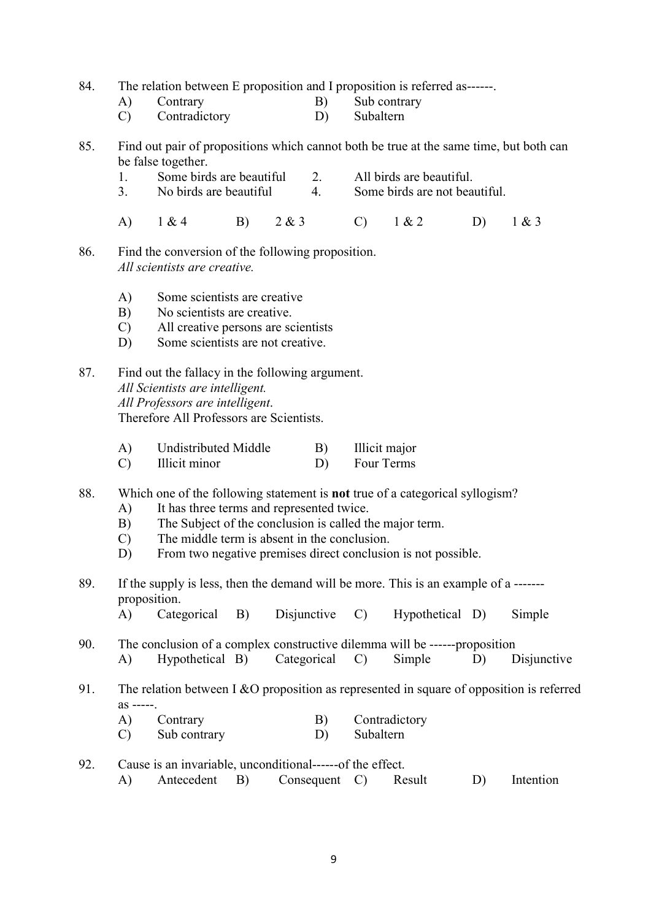84. The relation between E proposition and I proposition is referred as------.

   A) Contrary  B) Sub contrary
   C) Contradictory  D) Subaltern

85. Find out pair of propositions which cannot both be true at the same time, but both can be false together.

   1. Some birds are beautiful
   2. All birds are beautiful.
   3. No birds are beautiful
   4. Some birds are not beautiful.

   A) 1 & 4  B) 2 & 3  C) 1 & 2  D) 1 & 3

86. Find the conversion of the following proposition.
   *All scientists are creative.*

   A) Some scientists are creative
   B) No scientists are creative.
   C) All creative persons are scientists
   D) Some scientists are not creative.

87. Find out the fallacy in the following argument.
   *All Scientists are intelligent.*
   *All Professors are intelligent.*
   Therefore All Professors are Scientists.

   A) Undistributed Middle  B) Illicit major
   C) Illicit minor  D) Four Terms

88. Which one of the following statement is **not** true of a categorical syllogism?

   A) It has three terms and represented twice.
   B) The Subject of the conclusion is called the major term.
   C) The middle term is absent in the conclusion.
   D) From two negative premises direct conclusion is not possible.

89. If the supply is less, then the demand will be more. This is an example of a ------- proposition.

   A) Categorical  B) Disjunctive  C) Hypothetical  D) Simple

90. The conclusion of a complex constructive dilemma will be ------proposition

   A) Hypothetical  B) Categorical  C) Simple  D) Disjunctive

91. The relation between I &O proposition as represented in square of opposition is referred as -----.

   A) Contrary  B) Contradictory
   C) Sub contrary  D) Subaltern

92. Cause is an invariable, unconditional------of the effect.

   A) Antecedent  B) Consequent  C) Result  D) Intention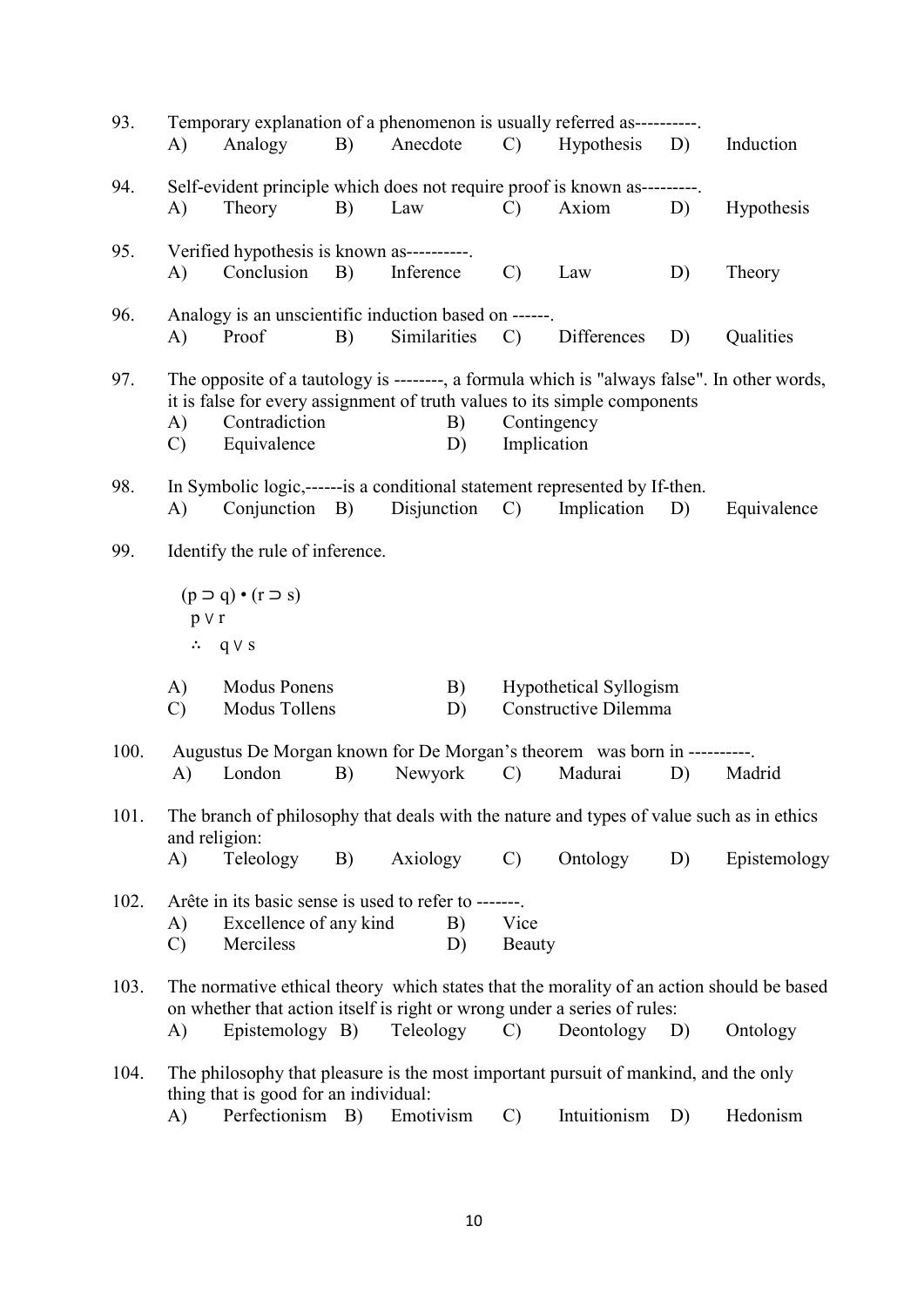93. Temporary explanation of a phenomenon is usually referred as----------.
A) Analogy B) Anecdote C) Hypothesis D) Induction

94. Self-evident principle which does not require proof is known as---------.
A) Theory B) Law C) Axiom D) Hypothesis

95. Verified hypothesis is known as----------.
A) Conclusion B) Inference C) Law D) Theory

96. Analogy is an unscientific induction based on ------.
A) Proof B) Similarities C) Differences D) Qualities

97. The opposite of a tautology is --------, a formula which is "always false". In other words, it is false for every assignment of truth values to its simple components
A) Contradiction B) Contingency
C) Equivalence D) Implication

98. In Symbolic logic,------is a conditional statement represented by If-then.
A) Conjunction B) Disjunction C) Implication D) Equivalence

99. Identify the rule of inference.

$(p \supset q) \bullet (r \supset s)$
$p \vee r$
$\therefore\ q \vee s$

A) Modus Ponens B) Hypothetical Syllogism
C) Modus Tollens D) Constructive Dilemma

100. Augustus De Morgan known for De Morgan's theorem was born in ----------.
A) London B) Newyork C) Madurai D) Madrid

101. The branch of philosophy that deals with the nature and types of value such as in ethics and religion:
A) Teleology B) Axiology C) Ontology D) Epistemology

102. Arête in its basic sense is used to refer to -------.
A) Excellence of any kind B) Vice
C) Merciless D) Beauty

103. The normative ethical theory which states that the morality of an action should be based on whether that action itself is right or wrong under a series of rules:
A) Epistemology B) Teleology C) Deontology D) Ontology

104. The philosophy that pleasure is the most important pursuit of mankind, and the only thing that is good for an individual:
A) Perfectionism B) Emotivism C) Intuitionism D) Hedonism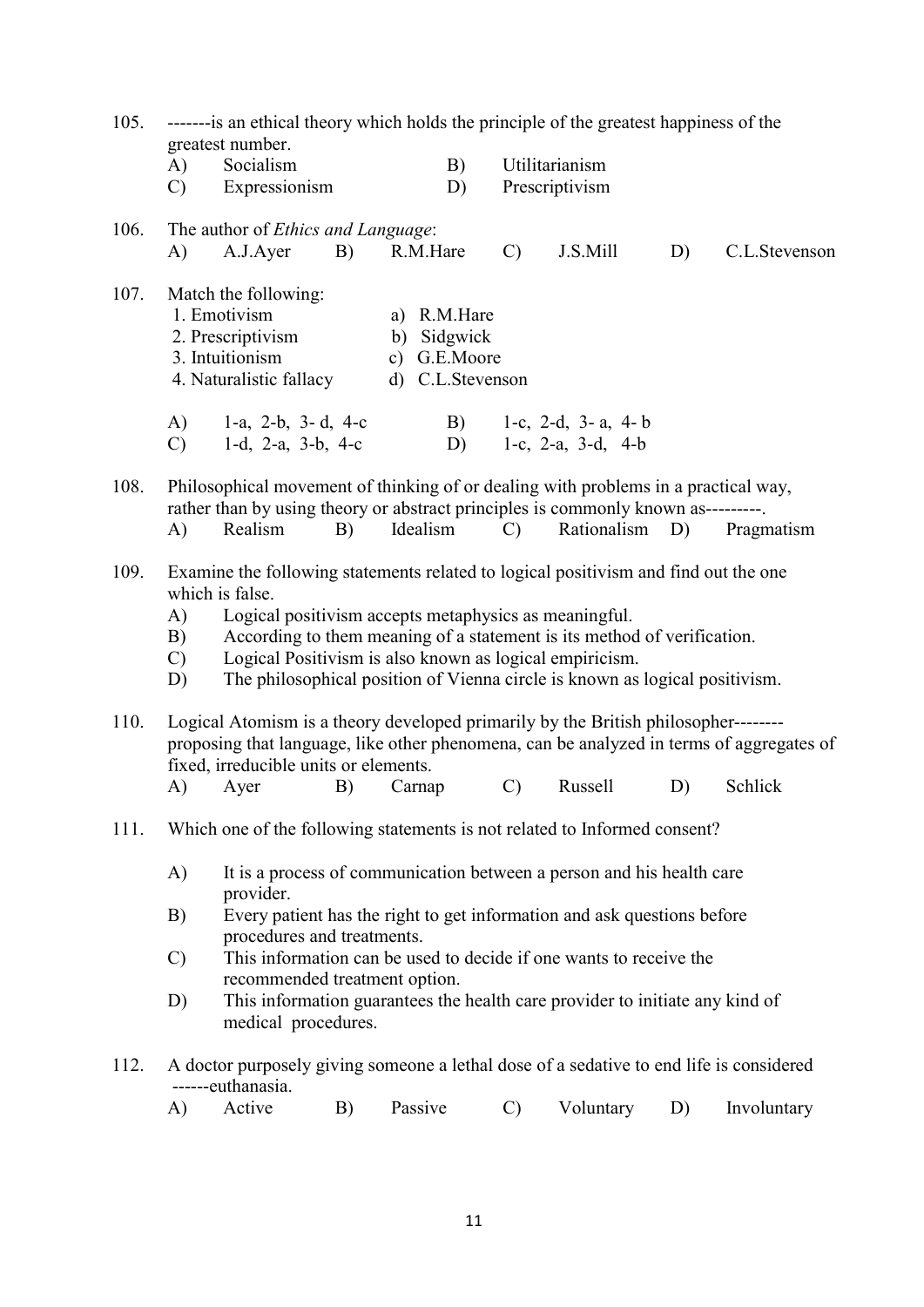105. -------is an ethical theory which holds the principle of the greatest happiness of the greatest number.

A) Socialism  B) Utilitarianism
C) Expressionism  D) Prescriptivism

106. The author of *Ethics and Language*:

A) A.J.Ayer  B) R.M.Hare  C) J.S.Mill  D) C.L.Stevenson

107. Match the following:

1. Emotivism — a) R.M.Hare
2. Prescriptivism — b) Sidgwick
3. Intuitionism — c) G.E.Moore
4. Naturalistic fallacy — d) C.L.Stevenson

A) 1-a, 2-b, 3- d, 4-c  B) 1-c, 2-d, 3- a, 4- b
C) 1-d, 2-a, 3-b, 4-c  D) 1-c, 2-a, 3-d, 4-b

108. Philosophical movement of thinking of or dealing with problems in a practical way, rather than by using theory or abstract principles is commonly known as---------.

A) Realism  B) Idealism  C) Rationalism  D) Pragmatism

109. Examine the following statements related to logical positivism and find out the one which is false.

A) Logical positivism accepts metaphysics as meaningful.
B) According to them meaning of a statement is its method of verification.
C) Logical Positivism is also known as logical empiricism.
D) The philosophical position of Vienna circle is known as logical positivism.

110. Logical Atomism is a theory developed primarily by the British philosopher-------- proposing that language, like other phenomena, can be analyzed in terms of aggregates of fixed, irreducible units or elements.

A) Ayer  B) Carnap  C) Russell  D) Schlick

111. Which one of the following statements is not related to Informed consent?

A) It is a process of communication between a person and his health care provider.
B) Every patient has the right to get information and ask questions before procedures and treatments.
C) This information can be used to decide if one wants to receive the recommended treatment option.
D) This information guarantees the health care provider to initiate any kind of medical procedures.

112. A doctor purposely giving someone a lethal dose of a sedative to end life is considered ------euthanasia.

A) Active  B) Passive  C) Voluntary  D) Involuntary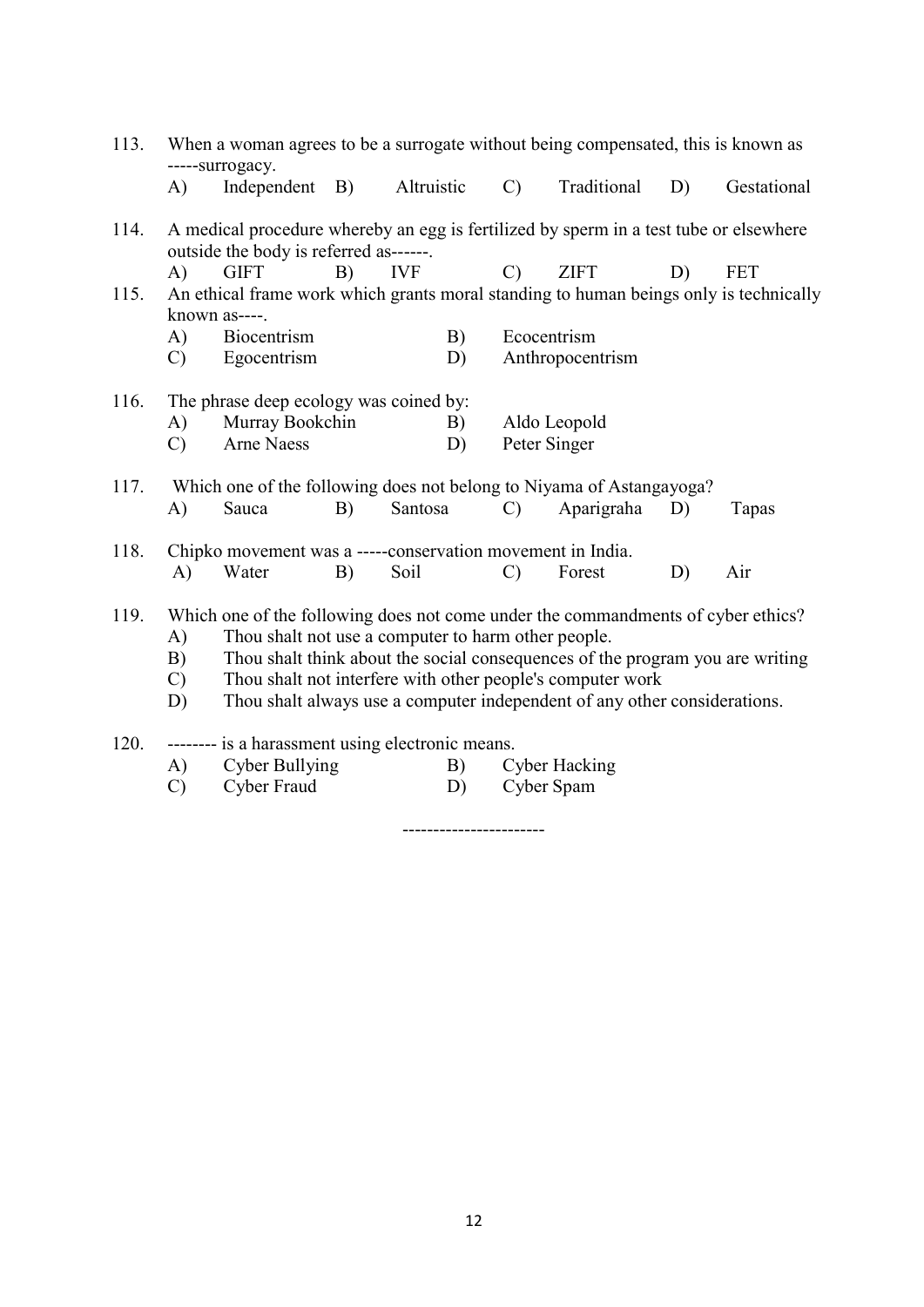113. When a woman agrees to be a surrogate without being compensated, this is known as -----surrogacy.

A) Independent B) Altruistic C) Traditional D) Gestational

114. A medical procedure whereby an egg is fertilized by sperm in a test tube or elsewhere outside the body is referred as------.

A) GIFT B) IVF C) ZIFT D) FET

115. An ethical frame work which grants moral standing to human beings only is technically known as----.

A) Biocentrism B) Ecocentrism
C) Egocentrism D) Anthropocentrism

116. The phrase deep ecology was coined by:

A) Murray Bookchin B) Aldo Leopold
C) Arne Naess D) Peter Singer

117. Which one of the following does not belong to Niyama of Astangayoga?

A) Sauca B) Santosa C) Aparigraha D) Tapas

118. Chipko movement was a -----conservation movement in India.

A) Water B) Soil C) Forest D) Air

119. Which one of the following does not come under the commandments of cyber ethics?

A) Thou shalt not use a computer to harm other people.
B) Thou shalt think about the social consequences of the program you are writing
C) Thou shalt not interfere with other people's computer work
D) Thou shalt always use a computer independent of any other considerations.

120. -------- is a harassment using electronic means.

A) Cyber Bullying B) Cyber Hacking
C) Cyber Fraud D) Cyber Spam

----------------------